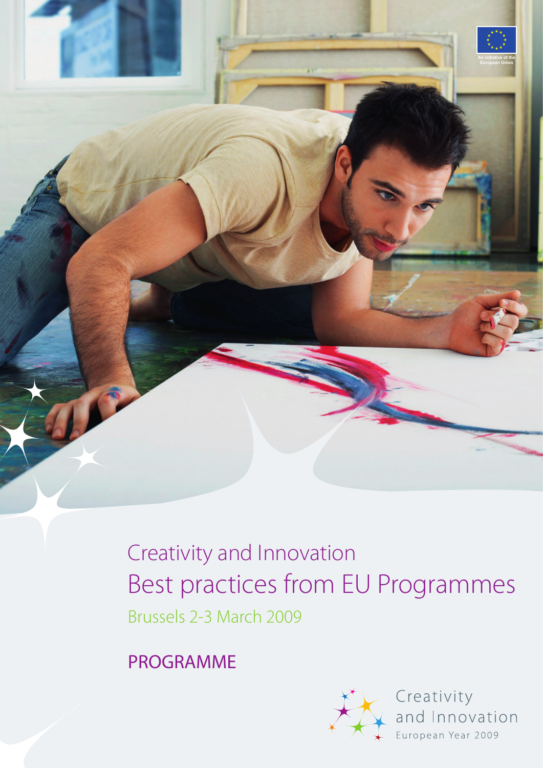An initiative of the European Union

# Creativity and Innovation
# Best practices from EU Programmes

Brussels 2-3 March 2009

## PROGRAMME

Creativity and Innovation
European Year 2009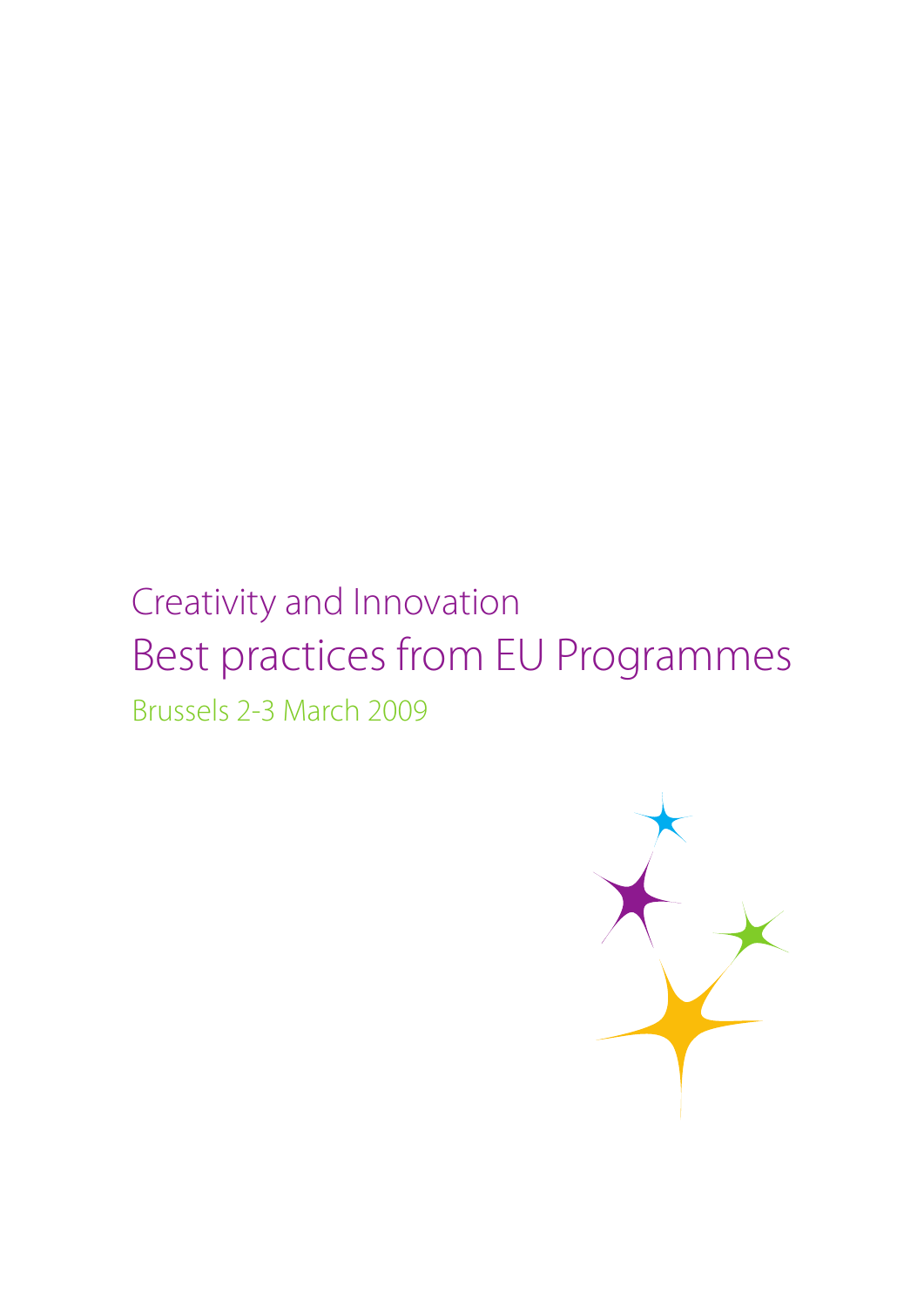Creativity and Innovation

# Best practices from EU Programmes

Brussels 2-3 March 2009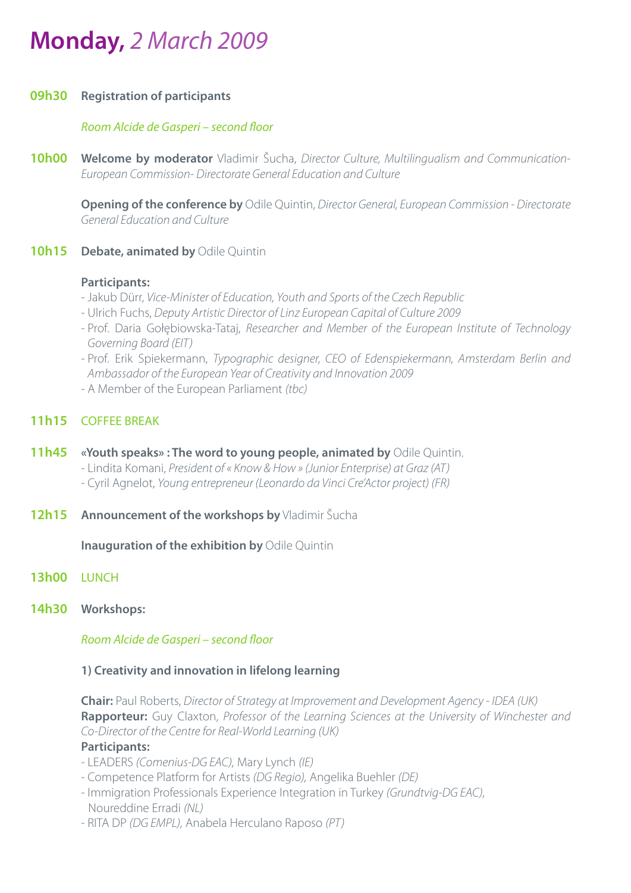# **Monday,** *2 March 2009*

**09h30** **Registration of participants**

*Room Alcide de Gasperi – second floor*

**10h00** **Welcome by moderator** Vladimir Šucha, *Director Culture, Multilingualism and Communication- European Commission- Directorate General Education and Culture*

**Opening of the conference by** Odile Quintin, *Director General, European Commission - Directorate General Education and Culture*

**10h15** **Debate, animated by** Odile Quintin

**Participants:**

- Jakub Dürr, *Vice-Minister of Education, Youth and Sports of the Czech Republic*
- Ulrich Fuchs, *Deputy Artistic Director of Linz European Capital of Culture 2009*
- Prof. Daria Gołębiowska-Tataj, *Researcher and Member of the European Institute of Technology Governing Board (EIT)*
- Prof. Erik Spiekermann, *Typographic designer, CEO of Edenspiekermann, Amsterdam Berlin and Ambassador of the European Year of Creativity and Innovation 2009*
- A Member of the European Parliament *(tbc)*

**11h15** COFFEE BREAK

**11h45** **«Youth speaks» : The word to young people, animated by** Odile Quintin.

- Lindita Komani, *President of « Know & How » (Junior Enterprise) at Graz (AT)*
- Cyril Agnelot, *Young entrepreneur (Leonardo da Vinci Cre'Actor project) (FR)*

**12h15** **Announcement of the workshops by** Vladimir Šucha

**Inauguration of the exhibition by** Odile Quintin

**13h00** LUNCH

**14h30** **Workshops:**

*Room Alcide de Gasperi – second floor*

**1) Creativity and innovation in lifelong learning**

**Chair:** Paul Roberts, *Director of Strategy at Improvement and Development Agency - IDEA (UK)*
**Rapporteur:** Guy Claxton, *Professor of the Learning Sciences at the University of Winchester and Co-Director of the Centre for Real-World Learning (UK)*
**Participants:**

- LEADERS *(Comenius-DG EAC),* Mary Lynch *(IE)*
- Competence Platform for Artists *(DG Regio),* Angelika Buehler *(DE)*
- Immigration Professionals Experience Integration in Turkey *(Grundtvig-DG EAC),* Noureddine Erradi *(NL)*
- RITA DP *(DG EMPL),* Anabela Herculano Raposo *(PT)*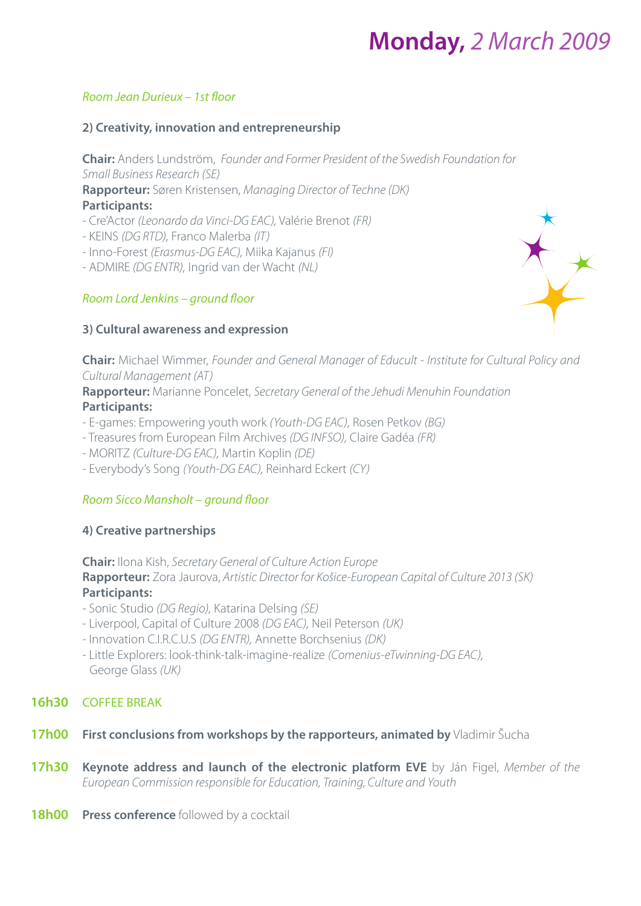# **Monday,** *2 March 2009*

*Room Jean Durieux – 1st floor*

### 2) Creativity, innovation and entrepreneurship

**Chair:** Anders Lundström, *Founder and Former President of the Swedish Foundation for Small Business Research (SE)*
**Rapporteur:** Søren Kristensen, *Managing Director of Techne (DK)*
**Participants:**
- Cre'Actor *(Leonardo da Vinci-DG EAC),* Valérie Brenot *(FR)*
- KEINS *(DG RTD),* Franco Malerba *(IT)*
- Inno-Forest *(Erasmus-DG EAC),* Miika Kajanus *(FI)*
- ADMIRE *(DG ENTR),* Ingrid van der Wacht *(NL)*

*Room Lord Jenkins – ground floor*

### 3) Cultural awareness and expression

**Chair:** Michael Wimmer, *Founder and General Manager of Educult - Institute for Cultural Policy and Cultural Management (AT)*
**Rapporteur:** Marianne Poncelet, *Secretary General of the Jehudi Menuhin Foundation*
**Participants:**
- E-games: Empowering youth work *(Youth-DG EAC),* Rosen Petkov *(BG)*
- Treasures from European Film Archives *(DG INFSO),* Claire Gadéa *(FR)*
- MORITZ *(Culture-DG EAC),* Martin Koplin *(DE)*
- Everybody's Song *(Youth-DG EAC),* Reinhard Eckert *(CY)*

*Room Sicco Mansholt – ground floor*

### 4) Creative partnerships

**Chair:** Ilona Kish, *Secretary General of Culture Action Europe*
**Rapporteur:** Zora Jaurova, *Artistic Director for Košice-European Capital of Culture 2013 (SK)*
**Participants:**
- Sonic Studio *(DG Regio),* Katarina Delsing *(SE)*
- Liverpool, Capital of Culture 2008 *(DG EAC),* Neil Peterson *(UK)*
- Innovation C.I.R.C.U.S *(DG ENTR),* Annette Borchsenius *(DK)*
- Little Explorers: look-think-talk-imagine-realize *(Comenius-eTwinning-DG EAC),* George Glass *(UK)*

**16h30** COFFEE BREAK

**17h00** **First conclusions from workshops by the rapporteurs, animated by** Vladimir Šucha

**17h30** **Keynote address and launch of the electronic platform EVE** by Ján Figel, *Member of the European Commission responsible for Education, Training, Culture and Youth*

**18h00** **Press conference** followed by a cocktail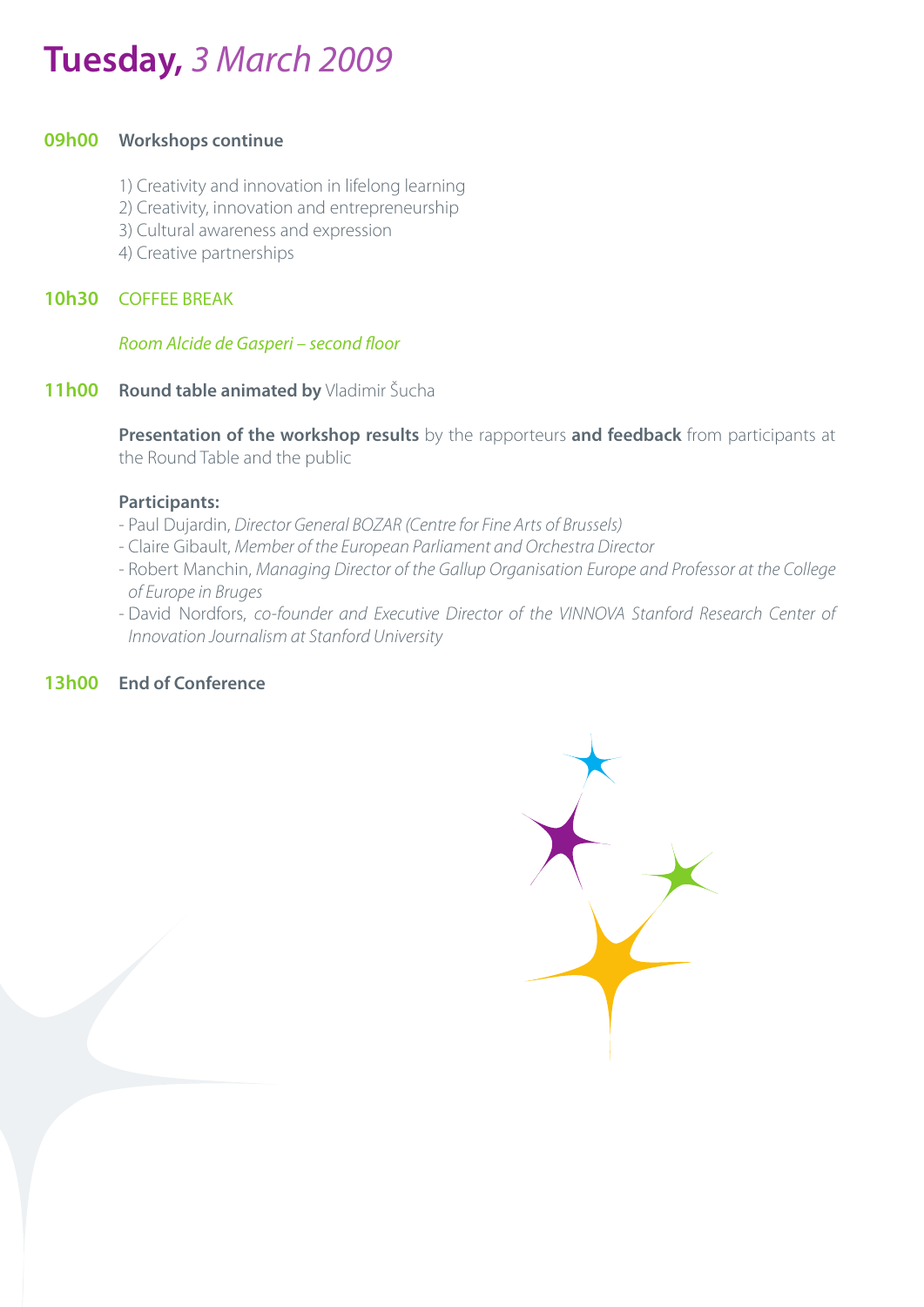# **Tuesday,** *3 March 2009*

**09h00 Workshops continue**

1) Creativity and innovation in lifelong learning
2) Creativity, innovation and entrepreneurship
3) Cultural awareness and expression
4) Creative partnerships

**10h30** COFFEE BREAK

*Room Alcide de Gasperi – second floor*

**11h00 Round table animated by** Vladimir Šucha

**Presentation of the workshop results** by the rapporteurs **and feedback** from participants at the Round Table and the public

**Participants:**

- Paul Dujardin, *Director General BOZAR (Centre for Fine Arts of Brussels)*
- Claire Gibault, *Member of the European Parliament and Orchestra Director*
- Robert Manchin, *Managing Director of the Gallup Organisation Europe and Professor at the College of Europe in Bruges*
- David Nordfors, *co-founder and Executive Director of the VINNOVA Stanford Research Center of Innovation Journalism at Stanford University*

**13h00 End of Conference**